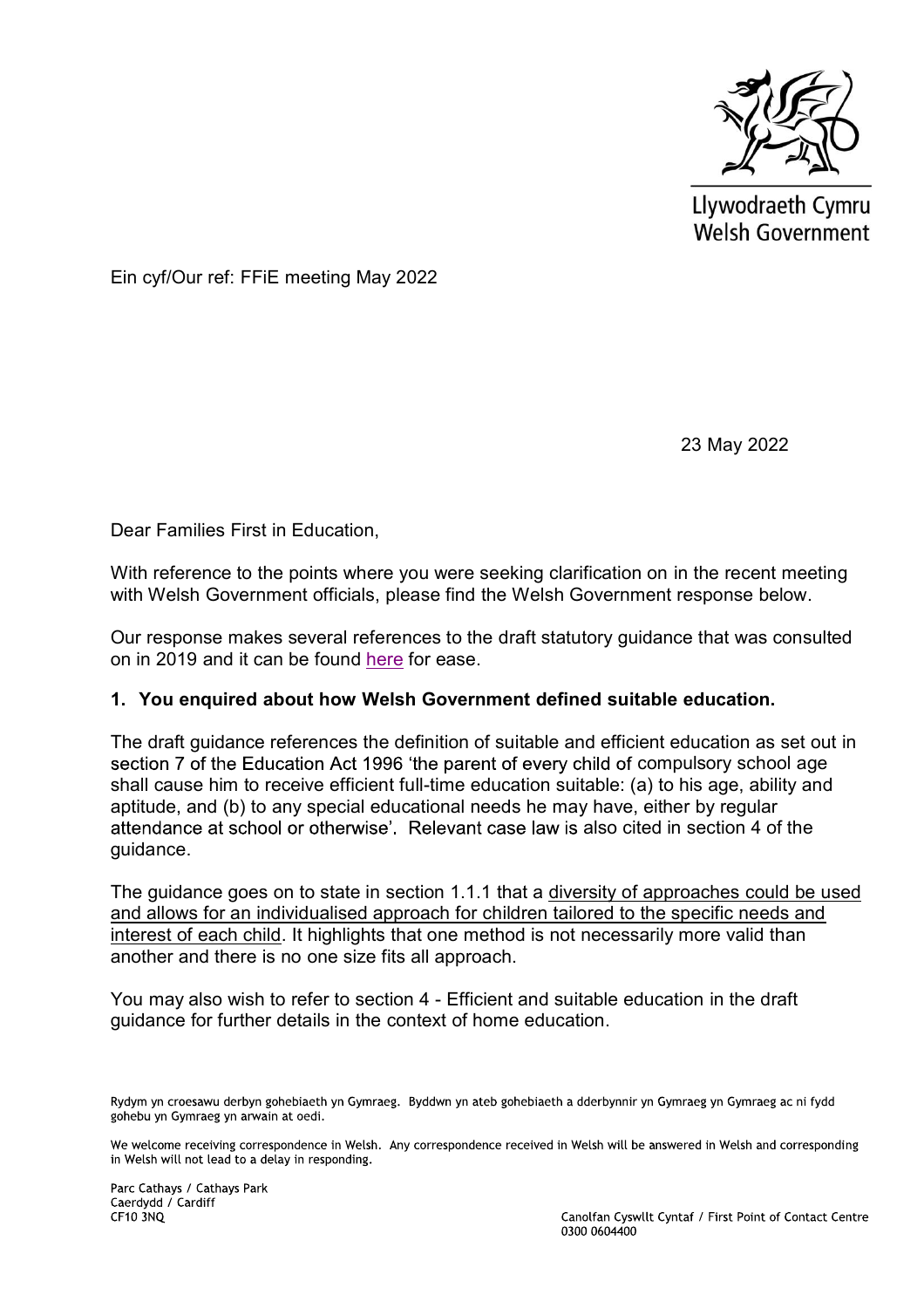Llywodraeth Cymru
Welsh Government

Ein cyf/Our ref: FFiE meeting May 2022

23 May 2022

Dear Families First in Education,

With reference to the points where you were seeking clarification on in the recent meeting with Welsh Government officials, please find the Welsh Government response below.

Our response makes several references to the draft statutory guidance that was consulted on in 2019 and it can be found here for ease.

**1. You enquired about how Welsh Government defined suitable education.**

The draft guidance references the definition of suitable and efficient education as set out in section 7 of the Education Act 1996 'the parent of every child of compulsory school age shall cause him to receive efficient full-time education suitable: (a) to his age, ability and aptitude, and (b) to any special educational needs he may have, either by regular attendance at school or otherwise'. Relevant case law is also cited in section 4 of the guidance.

The guidance goes on to state in section 1.1.1 that a diversity of approaches could be used and allows for an individualised approach for children tailored to the specific needs and interest of each child. It highlights that one method is not necessarily more valid than another and there is no one size fits all approach.

You may also wish to refer to section 4 - Efficient and suitable education in the draft guidance for further details in the context of home education.

Rydym yn croesawu derbyn gohebiaeth yn Gymraeg. Byddwn yn ateb gohebiaeth a dderbynnir yn Gymraeg yn Gymraeg ac ni fydd gohebu yn Gymraeg yn arwain at oedi.

We welcome receiving correspondence in Welsh. Any correspondence received in Welsh will be answered in Welsh and corresponding in Welsh will not lead to a delay in responding.

Parc Cathays / Cathays Park
Caerdydd / Cardiff
CF10 3NQ

Canolfan Cyswllt Cyntaf / First Point of Contact Centre
0300 0604400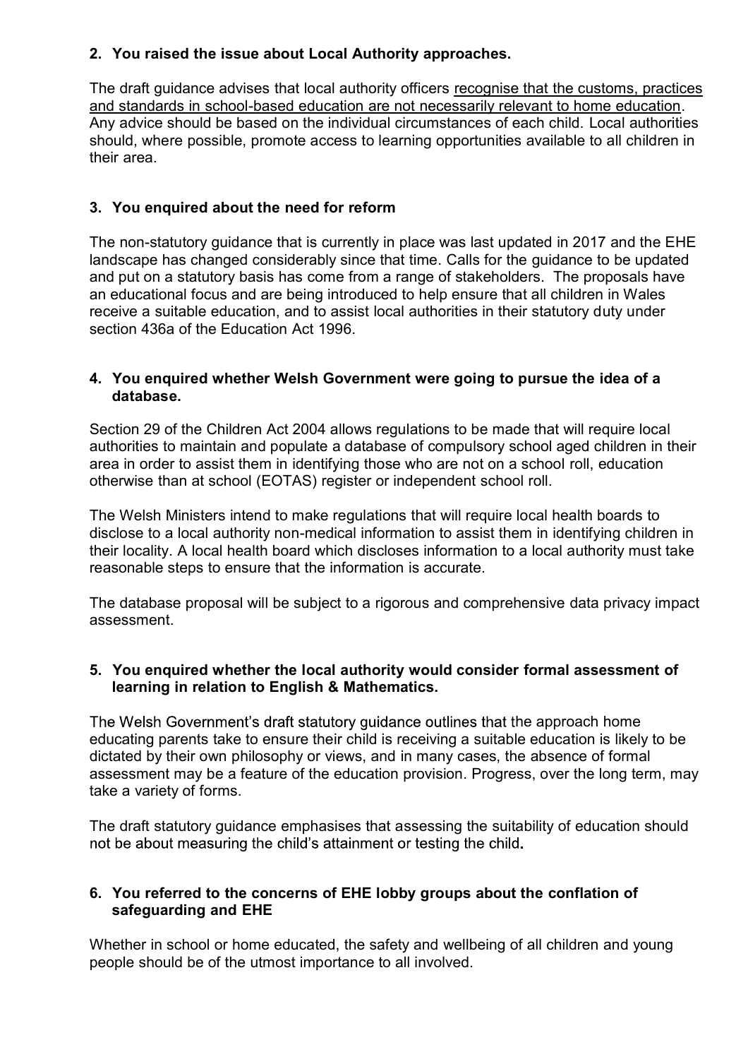**2. You raised the issue about Local Authority approaches.**

The draft guidance advises that local authority officers <u>recognise that the customs, practices and standards in school-based education are not necessarily relevant to home education</u>. Any advice should be based on the individual circumstances of each child. Local authorities should, where possible, promote access to learning opportunities available to all children in their area.

**3. You enquired about the need for reform**

The non-statutory guidance that is currently in place was last updated in 2017 and the EHE landscape has changed considerably since that time. Calls for the guidance to be updated and put on a statutory basis has come from a range of stakeholders. The proposals have an educational focus and are being introduced to help ensure that all children in Wales receive a suitable education, and to assist local authorities in their statutory duty under section 436a of the Education Act 1996.

**4. You enquired whether Welsh Government were going to pursue the idea of a database.**

Section 29 of the Children Act 2004 allows regulations to be made that will require local authorities to maintain and populate a database of compulsory school aged children in their area in order to assist them in identifying those who are not on a school roll, education otherwise than at school (EOTAS) register or independent school roll.

The Welsh Ministers intend to make regulations that will require local health boards to disclose to a local authority non-medical information to assist them in identifying children in their locality. A local health board which discloses information to a local authority must take reasonable steps to ensure that the information is accurate.

The database proposal will be subject to a rigorous and comprehensive data privacy impact assessment.

**5. You enquired whether the local authority would consider formal assessment of learning in relation to English & Mathematics.**

The Welsh Government's draft statutory guidance outlines that the approach home educating parents take to ensure their child is receiving a suitable education is likely to be dictated by their own philosophy or views, and in many cases, the absence of formal assessment may be a feature of the education provision. Progress, over the long term, may take a variety of forms.

The draft statutory guidance emphasises that assessing the suitability of education should not be about measuring the child's attainment or testing the child.

**6. You referred to the concerns of EHE lobby groups about the conflation of safeguarding and EHE**

Whether in school or home educated, the safety and wellbeing of all children and young people should be of the utmost importance to all involved.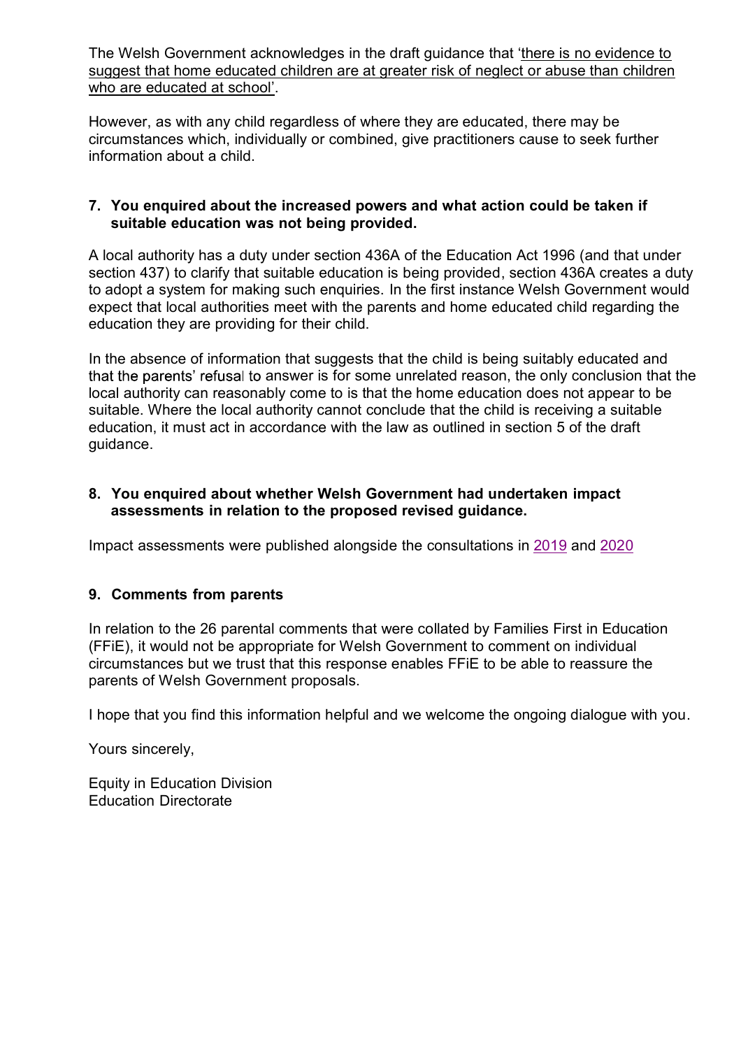The Welsh Government acknowledges in the draft guidance that 'there is no evidence to suggest that home educated children are at greater risk of neglect or abuse than children who are educated at school'.

However, as with any child regardless of where they are educated, there may be circumstances which, individually or combined, give practitioners cause to seek further information about a child.

**7. You enquired about the increased powers and what action could be taken if suitable education was not being provided.**

A local authority has a duty under section 436A of the Education Act 1996 (and that under section 437) to clarify that suitable education is being provided, section 436A creates a duty to adopt a system for making such enquiries. In the first instance Welsh Government would expect that local authorities meet with the parents and home educated child regarding the education they are providing for their child.

In the absence of information that suggests that the child is being suitably educated and that the parents' refusal to answer is for some unrelated reason, the only conclusion that the local authority can reasonably come to is that the home education does not appear to be suitable. Where the local authority cannot conclude that the child is receiving a suitable education, it must act in accordance with the law as outlined in section 5 of the draft guidance.

**8. You enquired about whether Welsh Government had undertaken impact assessments in relation to the proposed revised guidance.**

Impact assessments were published alongside the consultations in 2019 and 2020

**9. Comments from parents**

In relation to the 26 parental comments that were collated by Families First in Education (FFiE), it would not be appropriate for Welsh Government to comment on individual circumstances but we trust that this response enables FFiE to be able to reassure the parents of Welsh Government proposals.

I hope that you find this information helpful and we welcome the ongoing dialogue with you.

Yours sincerely,

Equity in Education Division
Education Directorate